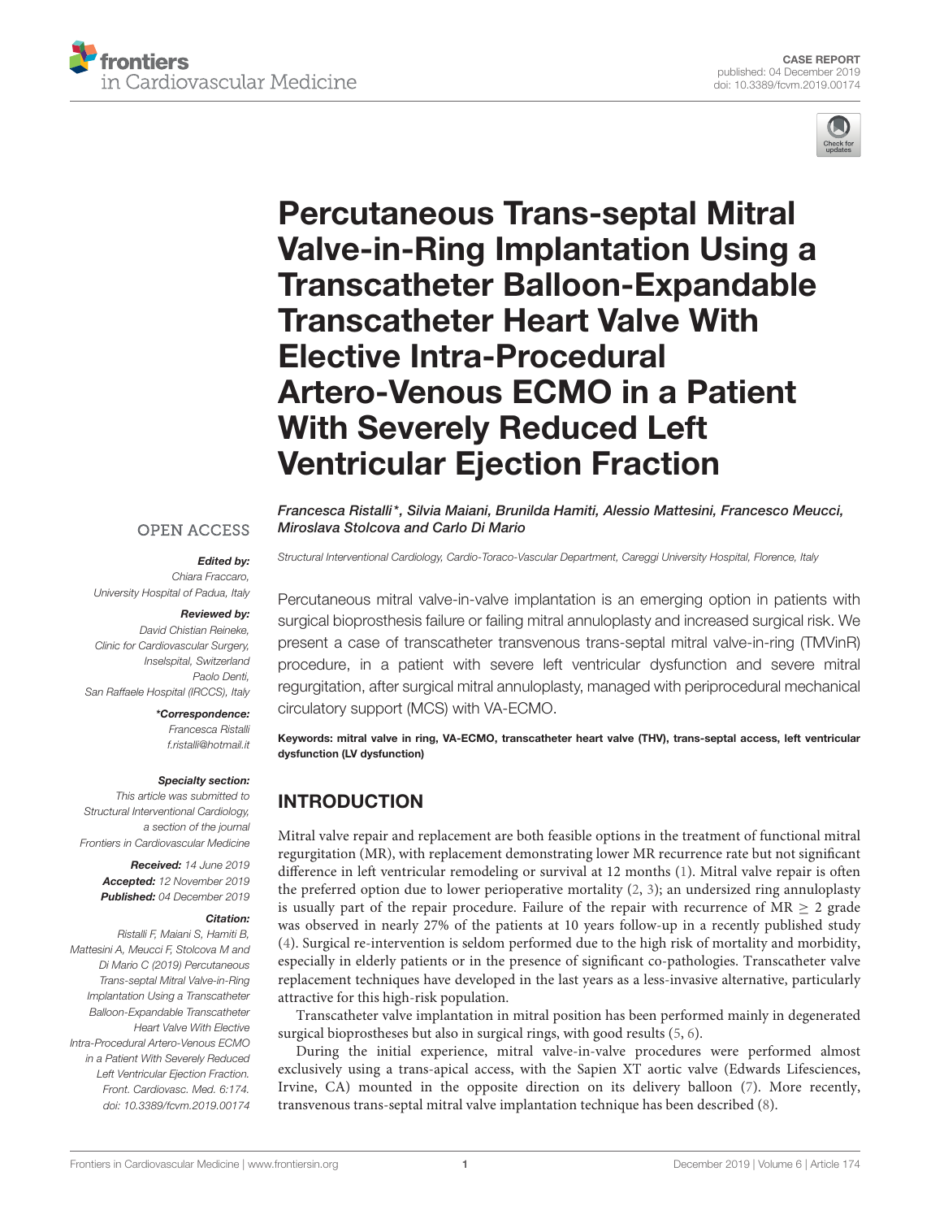CASE REPORT
published: 04 December 2019
doi: 10.3389/fcvm.2019.00174

# Percutaneous Trans-septal Mitral Valve-in-Ring Implantation Using a Transcatheter Balloon-Expandable Transcatheter Heart Valve With Elective Intra-Procedural Artero-Venous ECMO in a Patient With Severely Reduced Left Ventricular Ejection Fraction

*Francesca Ristalli\*, Silvia Maiani, Brunilda Hamiti, Alessio Mattesini, Francesco Meucci, Miroslava Stolcova and Carlo Di Mario*

*Structural Interventional Cardiology, Cardio-Toraco-Vascular Department, Careggi University Hospital, Florence, Italy*

OPEN ACCESS

***Edited by:***
*Chiara Fraccaro,*
*University Hospital of Padua, Italy*

***Reviewed by:***
*David Christian Reineke,*
*Clinic for Cardiovascular Surgery, Inselspital, Switzerland*
*Paolo Denti,*
*San Raffaele Hospital (IRCCS), Italy*

***\*Correspondence:***
*Francesca Ristalli*
*f.ristalli@hotmail.it*

***Specialty section:***
*This article was submitted to Structural Interventional Cardiology, a section of the journal Frontiers in Cardiovascular Medicine*

***Received:*** *14 June 2019*
***Accepted:*** *12 November 2019*
***Published:*** *04 December 2019*

***Citation:***
*Ristalli F, Maiani S, Hamiti B, Mattesini A, Meucci F, Stolcova M and Di Mario C (2019) Percutaneous Trans-septal Mitral Valve-in-Ring Implantation Using a Transcatheter Balloon-Expandable Transcatheter Heart Valve With Elective Intra-Procedural Artero-Venous ECMO in a Patient With Severely Reduced Left Ventricular Ejection Fraction. Front. Cardiovasc. Med. 6:174. doi: 10.3389/fcvm.2019.00174*

Percutaneous mitral valve-in-valve implantation is an emerging option in patients with surgical bioprosthesis failure or failing mitral annuloplasty and increased surgical risk. We present a case of transcatheter transvenous trans-septal mitral valve-in-ring (TMVinR) procedure, in a patient with severe left ventricular dysfunction and severe mitral regurgitation, after surgical mitral annuloplasty, managed with periprocedural mechanical circulatory support (MCS) with VA-ECMO.

**Keywords: mitral valve in ring, VA-ECMO, transcatheter heart valve (THV), trans-septal access, left ventricular dysfunction (LV dysfunction)**

## INTRODUCTION

Mitral valve repair and replacement are both feasible options in the treatment of functional mitral regurgitation (MR), with replacement demonstrating lower MR recurrence rate but not significant difference in left ventricular remodeling or survival at 12 months (1). Mitral valve repair is often the preferred option due to lower perioperative mortality (2, 3); an undersized ring annuloplasty is usually part of the repair procedure. Failure of the repair with recurrence of MR $\geq$ 2 grade was observed in nearly 27% of the patients at 10 years follow-up in a recently published study (4). Surgical re-intervention is seldom performed due to the high risk of mortality and morbidity, especially in elderly patients or in the presence of significant co-pathologies. Transcatheter valve replacement techniques have developed in the last years as a less-invasive alternative, particularly attractive for this high-risk population.

Transcatheter valve implantation in mitral position has been performed mainly in degenerated surgical bioprostheses but also in surgical rings, with good results (5, 6).

During the initial experience, mitral valve-in-valve procedures were performed almost exclusively using a trans-apical access, with the Sapien XT aortic valve (Edwards Lifesciences, Irvine, CA) mounted in the opposite direction on its delivery balloon (7). More recently, transvenous trans-septal mitral valve implantation technique has been described (8).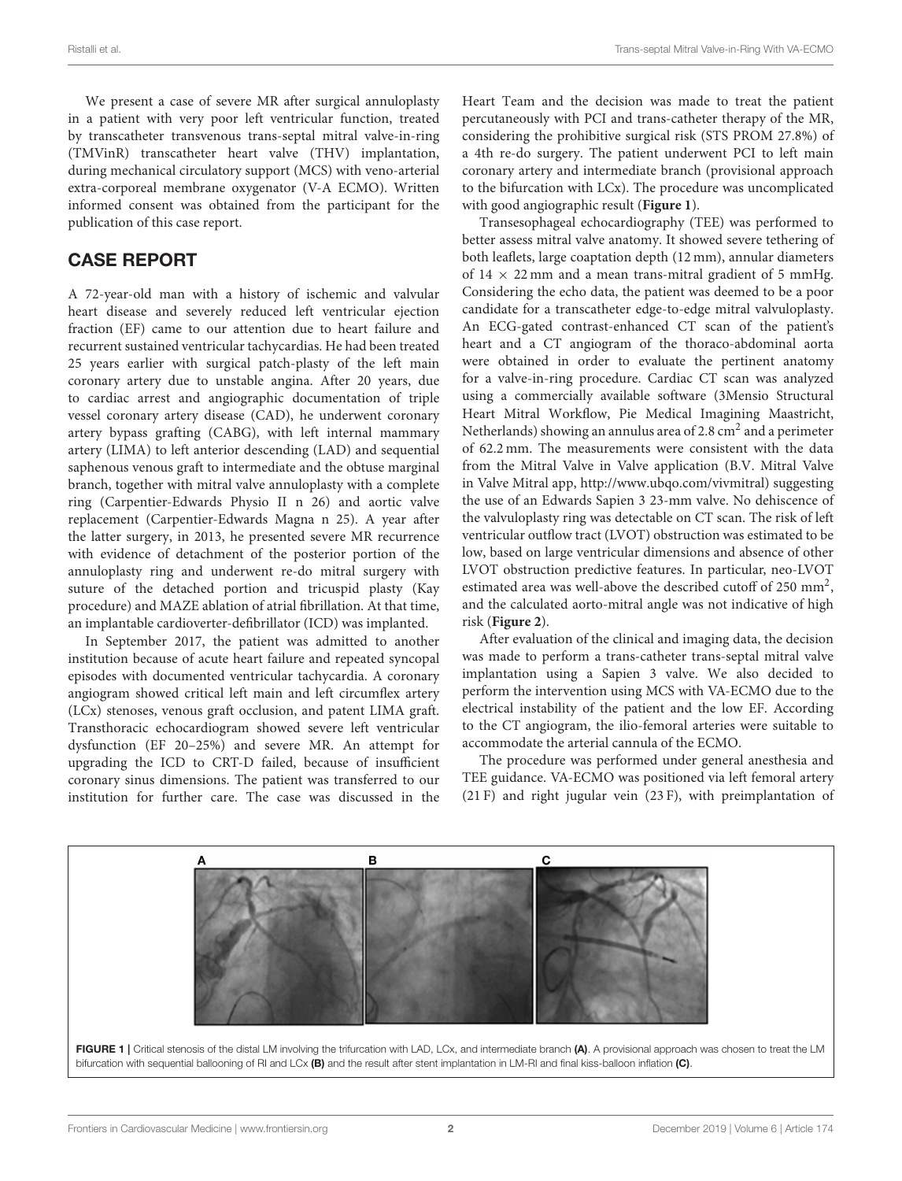We present a case of severe MR after surgical annuloplasty in a patient with very poor left ventricular function, treated by transcatheter transvenous trans-septal mitral valve-in-ring (TMVinR) transcatheter heart valve (THV) implantation, during mechanical circulatory support (MCS) with veno-arterial extra-corporeal membrane oxygenator (V-A ECMO). Written informed consent was obtained from the participant for the publication of this case report.

## CASE REPORT

A 72-year-old man with a history of ischemic and valvular heart disease and severely reduced left ventricular ejection fraction (EF) came to our attention due to heart failure and recurrent sustained ventricular tachycardias. He had been treated 25 years earlier with surgical patch-plasty of the left main coronary artery due to unstable angina. After 20 years, due to cardiac arrest and angiographic documentation of triple vessel coronary artery disease (CAD), he underwent coronary artery bypass grafting (CABG), with left internal mammary artery (LIMA) to left anterior descending (LAD) and sequential saphenous venous graft to intermediate and the obtuse marginal branch, together with mitral valve annuloplasty with a complete ring (Carpentier-Edwards Physio II n 26) and aortic valve replacement (Carpentier-Edwards Magna n 25). A year after the latter surgery, in 2013, he presented severe MR recurrence with evidence of detachment of the posterior portion of the annuloplasty ring and underwent re-do mitral surgery with suture of the detached portion and tricuspid plasty (Kay procedure) and MAZE ablation of atrial fibrillation. At that time, an implantable cardioverter-defibrillator (ICD) was implanted.

In September 2017, the patient was admitted to another institution because of acute heart failure and repeated syncopal episodes with documented ventricular tachycardia. A coronary angiogram showed critical left main and left circumflex artery (LCx) stenoses, venous graft occlusion, and patent LIMA graft. Transthoracic echocardiogram showed severe left ventricular dysfunction (EF 20–25%) and severe MR. An attempt for upgrading the ICD to CRT-D failed, because of insufficient coronary sinus dimensions. The patient was transferred to our institution for further care. The case was discussed in the Heart Team and the decision was made to treat the patient percutaneously with PCI and trans-catheter therapy of the MR, considering the prohibitive surgical risk (STS PROM 27.8%) of a 4th re-do surgery. The patient underwent PCI to left main coronary artery and intermediate branch (provisional approach to the bifurcation with LCx). The procedure was uncomplicated with good angiographic result (**Figure 1**).

Transesophageal echocardiography (TEE) was performed to better assess mitral valve anatomy. It showed severe tethering of both leaflets, large coaptation depth (12 mm), annular diameters of 14 × 22 mm and a mean trans-mitral gradient of 5 mmHg. Considering the echo data, the patient was deemed to be a poor candidate for a transcatheter edge-to-edge mitral valvuloplasty. An ECG-gated contrast-enhanced CT scan of the patient's heart and a CT angiogram of the thoraco-abdominal aorta were obtained in order to evaluate the pertinent anatomy for a valve-in-ring procedure. Cardiac CT scan was analyzed using a commercially available software (3Mensio Structural Heart Mitral Workflow, Pie Medical Imagining Maastricht, Netherlands) showing an annulus area of 2.8 $cm^2$ and a perimeter of 62.2 mm. The measurements were consistent with the data from the Mitral Valve in Valve application (B.V. Mitral Valve in Valve Mitral app, http://www.ubqo.com/vivmitral) suggesting the use of an Edwards Sapien 3 23-mm valve. No dehiscence of the valvuloplasty ring was detectable on CT scan. The risk of left ventricular outflow tract (LVOT) obstruction was estimated to be low, based on large ventricular dimensions and absence of other LVOT obstruction predictive features. In particular, neo-LVOT estimated area was well-above the described cutoff of 250 $mm^2$, and the calculated aorto-mitral angle was not indicative of high risk (**Figure 2**).

After evaluation of the clinical and imaging data, the decision was made to perform a trans-catheter trans-septal mitral valve implantation using a Sapien 3 valve. We also decided to perform the intervention using MCS with VA-ECMO due to the electrical instability of the patient and the low EF. According to the CT angiogram, the ilio-femoral arteries were suitable to accommodate the arterial cannula of the ECMO.

The procedure was performed under general anesthesia and TEE guidance. VA-ECMO was positioned via left femoral artery (21 F) and right jugular vein (23 F), with preimplantation of

**FIGURE 1** | Critical stenosis of the distal LM involving the trifurcation with LAD, LCx, and intermediate branch **(A)**. A provisional approach was chosen to treat the LM bifurcation with sequential ballooning of RI and LCx **(B)** and the result after stent implantation in LM-RI and final kiss-balloon inflation **(C)**.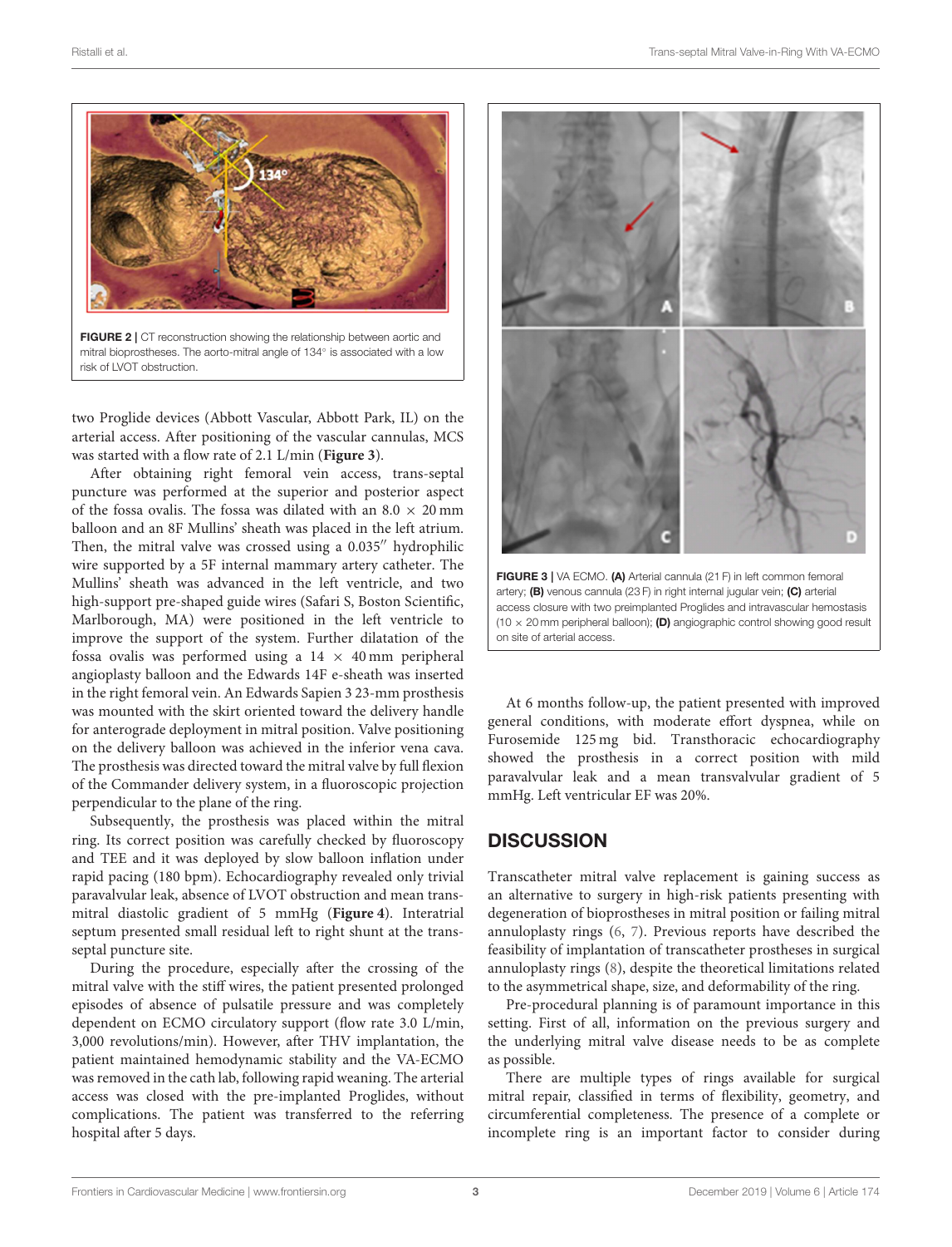FIGURE 2 | CT reconstruction showing the relationship between aortic and mitral bioprostheses. The aorto-mitral angle of 134° is associated with a low risk of LVOT obstruction.

two Proglide devices (Abbott Vascular, Abbott Park, IL) on the arterial access. After positioning of the vascular cannulas, MCS was started with a flow rate of 2.1 L/min (**Figure 3**).

After obtaining right femoral vein access, trans-septal puncture was performed at the superior and posterior aspect of the fossa ovalis. The fossa was dilated with an 8.0 × 20 mm balloon and an 8F Mullins' sheath was placed in the left atrium. Then, the mitral valve was crossed using a 0.035″ hydrophilic wire supported by a 5F internal mammary artery catheter. The Mullins' sheath was advanced in the left ventricle, and two high-support pre-shaped guide wires (Safari S, Boston Scientific, Marlborough, MA) were positioned in the left ventricle to improve the support of the system. Further dilatation of the fossa ovalis was performed using a 14 × 40 mm peripheral angioplasty balloon and the Edwards 14F e-sheath was inserted in the right femoral vein. An Edwards Sapien 3 23-mm prosthesis was mounted with the skirt oriented toward the delivery handle for anterograde deployment in mitral position. Valve positioning on the delivery balloon was achieved in the inferior vena cava. The prosthesis was directed toward the mitral valve by full flexion of the Commander delivery system, in a fluoroscopic projection perpendicular to the plane of the ring.

Subsequently, the prosthesis was placed within the mitral ring. Its correct position was carefully checked by fluoroscopy and TEE and it was deployed by slow balloon inflation under rapid pacing (180 bpm). Echocardiography revealed only trivial paravalvular leak, absence of LVOT obstruction and mean trans-mitral diastolic gradient of 5 mmHg (**Figure 4**). Interatrial septum presented small residual left to right shunt at the trans-septal puncture site.

During the procedure, especially after the crossing of the mitral valve with the stiff wires, the patient presented prolonged episodes of absence of pulsatile pressure and was completely dependent on ECMO circulatory support (flow rate 3.0 L/min, 3,000 revolutions/min). However, after THV implantation, the patient maintained hemodynamic stability and the VA-ECMO was removed in the cath lab, following rapid weaning. The arterial access was closed with the pre-implanted Proglides, without complications. The patient was transferred to the referring hospital after 5 days.

FIGURE 3 | VA ECMO. **(A)** Arterial cannula (21 F) in left common femoral artery; **(B)** venous cannula (23 F) in right internal jugular vein; **(C)** arterial access closure with two preimplanted Proglides and intravascular hemostasis (10 × 20 mm peripheral balloon); **(D)** angiographic control showing good result on site of arterial access.

At 6 months follow-up, the patient presented with improved general conditions, with moderate effort dyspnea, while on Furosemide 125 mg bid. Transthoracic echocardiography showed the prosthesis in a correct position with mild paravalvular leak and a mean transvalvular gradient of 5 mmHg. Left ventricular EF was 20%.

## DISCUSSION

Transcatheter mitral valve replacement is gaining success as an alternative to surgery in high-risk patients presenting with degeneration of bioprostheses in mitral position or failing mitral annuloplasty rings (6, 7). Previous reports have described the feasibility of implantation of transcatheter prostheses in surgical annuloplasty rings (8), despite the theoretical limitations related to the asymmetrical shape, size, and deformability of the ring.

Pre-procedural planning is of paramount importance in this setting. First of all, information on the previous surgery and the underlying mitral valve disease needs to be as complete as possible.

There are multiple types of rings available for surgical mitral repair, classified in terms of flexibility, geometry, and circumferential completeness. The presence of a complete or incomplete ring is an important factor to consider during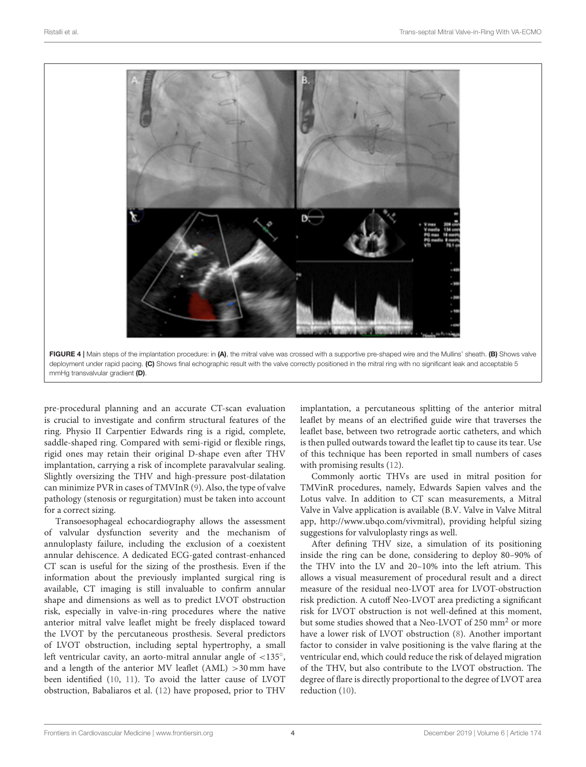FIGURE 4 | Main steps of the implantation procedure: in **(A)**, the mitral valve was crossed with a supportive pre-shaped wire and the Mullins' sheath. **(B)** Shows valve deployment under rapid pacing. **(C)** Shows final echographic result with the valve correctly positioned in the mitral ring with no significant leak and acceptable 5 mmHg transvalvular gradient **(D)**.

pre-procedural planning and an accurate CT-scan evaluation is crucial to investigate and confirm structural features of the ring. Physio II Carpentier Edwards ring is a rigid, complete, saddle-shaped ring. Compared with semi-rigid or flexible rings, rigid ones may retain their original D-shape even after THV implantation, carrying a risk of incomplete paravalvular sealing. Slightly oversizing the THV and high-pressure post-dilatation can minimize PVR in cases of TMVInR (9). Also, the type of valve pathology (stenosis or regurgitation) must be taken into account for a correct sizing.

Transoesophageal echocardiography allows the assessment of valvular dysfunction severity and the mechanism of annuloplasty failure, including the exclusion of a coexistent annular dehiscence. A dedicated ECG-gated contrast-enhanced CT scan is useful for the sizing of the prosthesis. Even if the information about the previously implanted surgical ring is available, CT imaging is still invaluable to confirm annular shape and dimensions as well as to predict LVOT obstruction risk, especially in valve-in-ring procedures where the native anterior mitral valve leaflet might be freely displaced toward the LVOT by the percutaneous prosthesis. Several predictors of LVOT obstruction, including septal hypertrophy, a small left ventricular cavity, an aorto-mitral annular angle of $<135^{\circ}$, and a length of the anterior MV leaflet (AML) >30 mm have been identified (10, 11). To avoid the latter cause of LVOT obstruction, Babaliaros et al. (12) have proposed, prior to THV implantation, a percutaneous splitting of the anterior mitral leaflet by means of an electrified guide wire that traverses the leaflet base, between two retrograde aortic catheters, and which is then pulled outwards toward the leaflet tip to cause its tear. Use of this technique has been reported in small numbers of cases with promising results (12).

Commonly aortic THVs are used in mitral position for TMVinR procedures, namely, Edwards Sapien valves and the Lotus valve. In addition to CT scan measurements, a Mitral Valve in Valve application is available (B.V. Valve in Valve Mitral app, http://www.ubqo.com/vivmitral), providing helpful sizing suggestions for valvuloplasty rings as well.

After defining THV size, a simulation of its positioning inside the ring can be done, considering to deploy 80–90% of the THV into the LV and 20–10% into the left atrium. This allows a visual measurement of procedural result and a direct measure of the residual neo-LVOT area for LVOT-obstruction risk prediction. A cutoff Neo-LVOT area predicting a significant risk for LVOT obstruction is not well-defined at this moment, but some studies showed that a Neo-LVOT of 250 $mm^2$ or more have a lower risk of LVOT obstruction (8). Another important factor to consider in valve positioning is the valve flaring at the ventricular end, which could reduce the risk of delayed migration of the THV, but also contribute to the LVOT obstruction. The degree of flare is directly proportional to the degree of LVOT area reduction (10).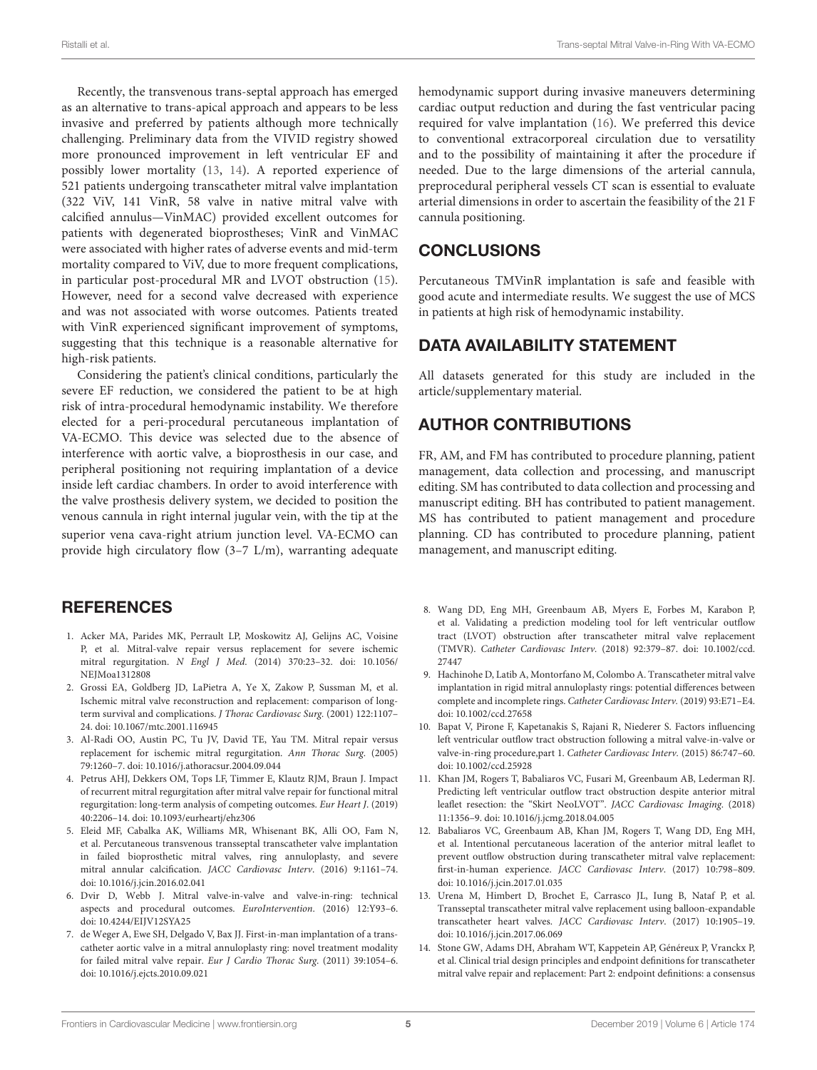Recently, the transvenous trans-septal approach has emerged as an alternative to trans-apical approach and appears to be less invasive and preferred by patients although more technically challenging. Preliminary data from the VIVID registry showed more pronounced improvement in left ventricular EF and possibly lower mortality (13, 14). A reported experience of 521 patients undergoing transcatheter mitral valve implantation (322 ViV, 141 VinR, 58 valve in native mitral valve with calcified annulus—VinMAC) provided excellent outcomes for patients with degenerated bioprostheses; VinR and VinMAC were associated with higher rates of adverse events and mid-term mortality compared to ViV, due to more frequent complications, in particular post-procedural MR and LVOT obstruction (15). However, need for a second valve decreased with experience and was not associated with worse outcomes. Patients treated with VinR experienced significant improvement of symptoms, suggesting that this technique is a reasonable alternative for high-risk patients.

Considering the patient's clinical conditions, particularly the severe EF reduction, we considered the patient to be at high risk of intra-procedural hemodynamic instability. We therefore elected for a peri-procedural percutaneous implantation of VA-ECMO. This device was selected due to the absence of interference with aortic valve, a bioprosthesis in our case, and peripheral positioning not requiring implantation of a device inside left cardiac chambers. In order to avoid interference with the valve prosthesis delivery system, we decided to position the venous cannula in right internal jugular vein, with the tip at the superior vena cava-right atrium junction level. VA-ECMO can provide high circulatory flow (3–7 L/m), warranting adequate hemodynamic support during invasive maneuvers determining cardiac output reduction and during the fast ventricular pacing required for valve implantation (16). We preferred this device to conventional extracorporeal circulation due to versatility and to the possibility of maintaining it after the procedure if needed. Due to the large dimensions of the arterial cannula, preprocedural peripheral vessels CT scan is essential to evaluate arterial dimensions in order to ascertain the feasibility of the 21 F cannula positioning.

## CONCLUSIONS

Percutaneous TMVinR implantation is safe and feasible with good acute and intermediate results. We suggest the use of MCS in patients at high risk of hemodynamic instability.

## DATA AVAILABILITY STATEMENT

All datasets generated for this study are included in the article/supplementary material.

## AUTHOR CONTRIBUTIONS

FR, AM, and FM has contributed to procedure planning, patient management, data collection and processing, and manuscript editing. SM has contributed to data collection and processing and manuscript editing. BH has contributed to patient management. MS has contributed to patient management and procedure planning. CD has contributed to procedure planning, patient management, and manuscript editing.

## REFERENCES

1. Acker MA, Parides MK, Perrault LP, Moskowitz AJ, Gelijns AC, Voisine P, et al. Mitral-valve repair versus replacement for severe ischemic mitral regurgitation. *N Engl J Med.* (2014) 370:23–32. doi: 10.1056/NEJMoa1312808
2. Grossi EA, Goldberg JD, LaPietra A, Ye X, Zakow P, Sussman M, et al. Ischemic mitral valve reconstruction and replacement: comparison of long-term survival and complications. *J Thorac Cardiovasc Surg.* (2001) 122:1107–24. doi: 10.1067/mtc.2001.116945
3. Al-Radi OO, Austin PC, Tu JV, David TE, Yau TM. Mitral repair versus replacement for ischemic mitral regurgitation. *Ann Thorac Surg.* (2005) 79:1260–7. doi: 10.1016/j.athoracsur.2004.09.044
4. Petrus AHJ, Dekkers OM, Tops LF, Timmer E, Klautz RJM, Braun J. Impact of recurrent mitral regurgitation after mitral valve repair for functional mitral regurgitation: long-term analysis of competing outcomes. *Eur Heart J.* (2019) 40:2206–14. doi: 10.1093/eurheartj/ehz306
5. Eleid MF, Cabalka AK, Williams MR, Whisenant BK, Alli OO, Fam N, et al. Percutaneous transvenous transseptal transcatheter valve implantation in failed bioprosthetic mitral valves, ring annuloplasty, and severe mitral annular calcification. *JACC Cardiovasc Interv.* (2016) 9:1161–74. doi: 10.1016/j.jcin.2016.02.041
6. Dvir D, Webb J. Mitral valve-in-valve and valve-in-ring: technical aspects and procedural outcomes. *EuroIntervention.* (2016) 12:Y93–6. doi: 10.4244/EIJV12SYA25
7. de Weger A, Ewe SH, Delgado V, Bax JJ. First-in-man implantation of a trans-catheter aortic valve in a mitral annuloplasty ring: novel treatment modality for failed mitral valve repair. *Eur J Cardio Thorac Surg.* (2011) 39:1054–6. doi: 10.1016/j.ejcts.2010.09.021
8. Wang DD, Eng MH, Greenbaum AB, Myers E, Forbes M, Karabon P, et al. Validating a prediction modeling tool for left ventricular outflow tract (LVOT) obstruction after transcatheter mitral valve replacement (TMVR). *Catheter Cardiovasc Interv.* (2018) 92:379–87. doi: 10.1002/ccd.27447
9. Hachinohe D, Latib A, Montorfano M, Colombo A. Transcatheter mitral valve implantation in rigid mitral annuloplasty rings: potential differences between complete and incomplete rings. *Catheter Cardiovasc Interv.* (2019) 93:E71–E4. doi: 10.1002/ccd.27658
10. Bapat V, Pirone F, Kapetanakis S, Rajani R, Niederer S. Factors influencing left ventricular outflow tract obstruction following a mitral valve-in-valve or valve-in-ring procedure,part 1. *Catheter Cardiovasc Interv.* (2015) 86:747–60. doi: 10.1002/ccd.25928
11. Khan JM, Rogers T, Babaliaros VC, Fusari M, Greenbaum AB, Lederman RJ. Predicting left ventricular outflow tract obstruction despite anterior mitral leaflet resection: the "Skirt NeoLVOT". *JACC Cardiovasc Imaging.* (2018) 11:1356–9. doi: 10.1016/j.jcmg.2018.04.005
12. Babaliaros VC, Greenbaum AB, Khan JM, Rogers T, Wang DD, Eng MH, et al. Intentional percutaneous laceration of the anterior mitral leaflet to prevent outflow obstruction during transcatheter mitral valve replacement: first-in-human experience. *JACC Cardiovasc Interv.* (2017) 10:798–809. doi: 10.1016/j.jcin.2017.01.035
13. Urena M, Himbert D, Brochet E, Carrasco JL, Iung B, Nataf P, et al. Transseptal transcatheter mitral valve replacement using balloon-expandable transcatheter heart valves. *JACC Cardiovasc Interv.* (2017) 10:1905–19. doi: 10.1016/j.jcin.2017.06.069
14. Stone GW, Adams DH, Abraham WT, Kappetein AP, Généreux P, Vranckx P, et al. Clinical trial design principles and endpoint definitions for transcatheter mitral valve repair and replacement: Part 2: endpoint definitions: a consensus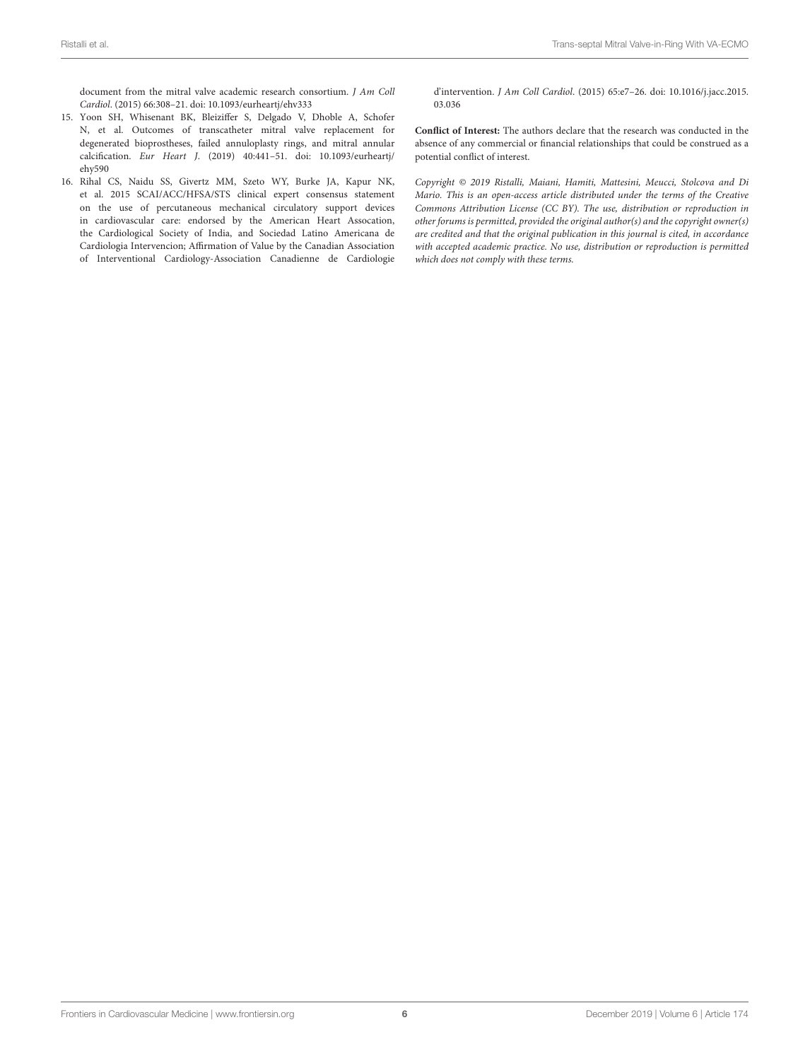document from the mitral valve academic research consortium. *J Am Coll Cardiol*. (2015) 66:308–21. doi: 10.1093/eurheartj/ehv333

15. Yoon SH, Whisenant BK, Bleiziffer S, Delgado V, Dhoble A, Schofer N, et al. Outcomes of transcatheter mitral valve replacement for degenerated bioprostheses, failed annuloplasty rings, and mitral annular calcification. *Eur Heart J*. (2019) 40:441–51. doi: 10.1093/eurheartj/ehy590
16. Rihal CS, Naidu SS, Givertz MM, Szeto WY, Burke JA, Kapur NK, et al. 2015 SCAI/ACC/HFSA/STS clinical expert consensus statement on the use of percutaneous mechanical circulatory support devices in cardiovascular care: endorsed by the American Heart Assocation, the Cardiological Society of India, and Sociedad Latino Americana de Cardiologia Intervencion; Affirmation of Value by the Canadian Association of Interventional Cardiology-Association Canadienne de Cardiologie d'intervention. *J Am Coll Cardiol*. (2015) 65:e7–26. doi: 10.1016/j.jacc.2015.03.036

**Conflict of Interest:** The authors declare that the research was conducted in the absence of any commercial or financial relationships that could be construed as a potential conflict of interest.

*Copyright © 2019 Ristalli, Maiani, Hamiti, Mattesini, Meucci, Stolcova and Di Mario. This is an open-access article distributed under the terms of the Creative Commons Attribution License (CC BY). The use, distribution or reproduction in other forums is permitted, provided the original author(s) and the copyright owner(s) are credited and that the original publication in this journal is cited, in accordance with accepted academic practice. No use, distribution or reproduction is permitted which does not comply with these terms.*